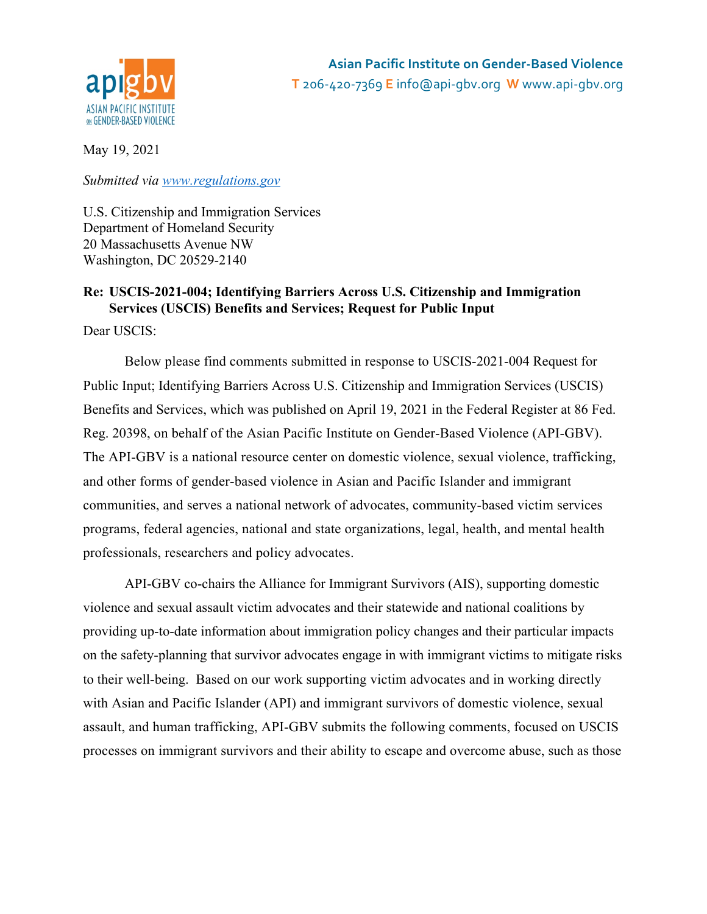**Asian Pacific Institute on Gender-Based Violence**
**T** 206-420-7369 **E** info@api-gbv.org **W** www.api-gbv.org

May 19, 2021

*Submitted via [www.regulations.gov](http://www.regulations.gov)*

U.S. Citizenship and Immigration Services
Department of Homeland Security
20 Massachusetts Avenue NW
Washington, DC 20529-2140

**Re: USCIS-2021-004; Identifying Barriers Across U.S. Citizenship and Immigration Services (USCIS) Benefits and Services; Request for Public Input**

Dear USCIS:

Below please find comments submitted in response to USCIS-2021-004 Request for Public Input; Identifying Barriers Across U.S. Citizenship and Immigration Services (USCIS) Benefits and Services, which was published on April 19, 2021 in the Federal Register at 86 Fed. Reg. 20398, on behalf of the Asian Pacific Institute on Gender-Based Violence (API-GBV). The API-GBV is a national resource center on domestic violence, sexual violence, trafficking, and other forms of gender-based violence in Asian and Pacific Islander and immigrant communities, and serves a national network of advocates, community-based victim services programs, federal agencies, national and state organizations, legal, health, and mental health professionals, researchers and policy advocates.

API-GBV co-chairs the Alliance for Immigrant Survivors (AIS), supporting domestic violence and sexual assault victim advocates and their statewide and national coalitions by providing up-to-date information about immigration policy changes and their particular impacts on the safety-planning that survivor advocates engage in with immigrant victims to mitigate risks to their well-being. Based on our work supporting victim advocates and in working directly with Asian and Pacific Islander (API) and immigrant survivors of domestic violence, sexual assault, and human trafficking, API-GBV submits the following comments, focused on USCIS processes on immigrant survivors and their ability to escape and overcome abuse, such as those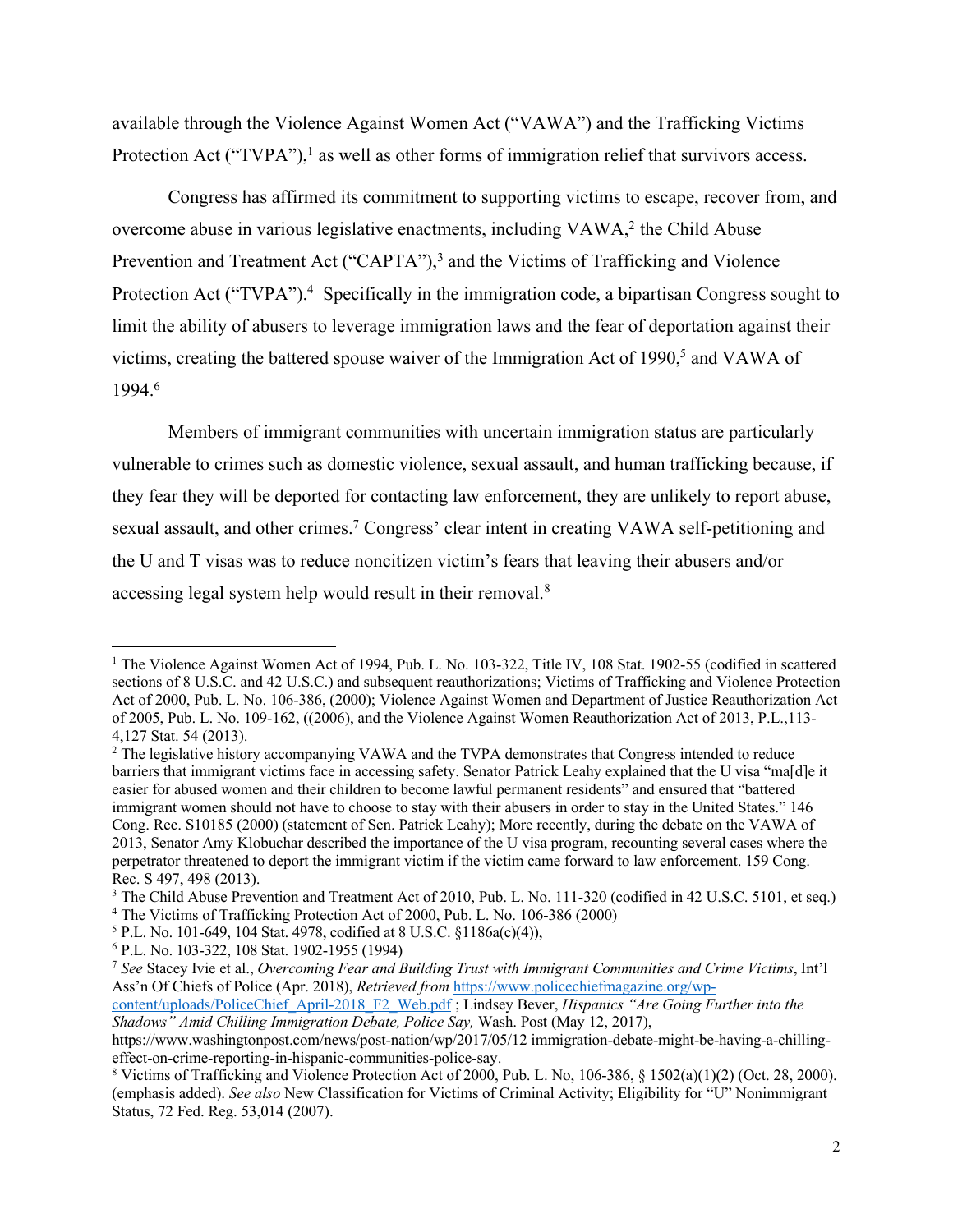available through the Violence Against Women Act ("VAWA") and the Trafficking Victims Protection Act ("TVPA"),[1] as well as other forms of immigration relief that survivors access.

Congress has affirmed its commitment to supporting victims to escape, recover from, and overcome abuse in various legislative enactments, including VAWA,[2] the Child Abuse Prevention and Treatment Act ("CAPTA"),[3] and the Victims of Trafficking and Violence Protection Act ("TVPA").[4] Specifically in the immigration code, a bipartisan Congress sought to limit the ability of abusers to leverage immigration laws and the fear of deportation against their victims, creating the battered spouse waiver of the Immigration Act of 1990,[5] and VAWA of 1994.[6]

Members of immigrant communities with uncertain immigration status are particularly vulnerable to crimes such as domestic violence, sexual assault, and human trafficking because, if they fear they will be deported for contacting law enforcement, they are unlikely to report abuse, sexual assault, and other crimes.[7] Congress' clear intent in creating VAWA self-petitioning and the U and T visas was to reduce noncitizen victim's fears that leaving their abusers and/or accessing legal system help would result in their removal.[8]

---

[1] The Violence Against Women Act of 1994, Pub. L. No. 103-322, Title IV, 108 Stat. 1902-55 (codified in scattered sections of 8 U.S.C. and 42 U.S.C.) and subsequent reauthorizations; Victims of Trafficking and Violence Protection Act of 2000, Pub. L. No. 106-386, (2000); Violence Against Women and Department of Justice Reauthorization Act of 2005, Pub. L. No. 109-162, ((2006), and the Violence Against Women Reauthorization Act of 2013, P.L.,113-4,127 Stat. 54 (2013).

[2] The legislative history accompanying VAWA and the TVPA demonstrates that Congress intended to reduce barriers that immigrant victims face in accessing safety. Senator Patrick Leahy explained that the U visa "ma[d]e it easier for abused women and their children to become lawful permanent residents" and ensured that "battered immigrant women should not have to choose to stay with their abusers in order to stay in the United States." 146 Cong. Rec. S10185 (2000) (statement of Sen. Patrick Leahy); More recently, during the debate on the VAWA of 2013, Senator Amy Klobuchar described the importance of the U visa program, recounting several cases where the perpetrator threatened to deport the immigrant victim if the victim came forward to law enforcement. 159 Cong. Rec. S 497, 498 (2013).

[3] The Child Abuse Prevention and Treatment Act of 2010, Pub. L. No. 111-320 (codified in 42 U.S.C. 5101, et seq.)

[4] The Victims of Trafficking Protection Act of 2000, Pub. L. No. 106-386 (2000)

[5] P.L. No. 101-649, 104 Stat. 4978, codified at 8 U.S.C. §1186a(c)(4)),

[6] P.L. No. 103-322, 108 Stat. 1902-1955 (1994)

[7] *See* Stacey Ivie et al., *Overcoming Fear and Building Trust with Immigrant Communities and Crime Victims*, Int'l Ass'n Of Chiefs of Police (Apr. 2018), *Retrieved from* https://www.policechiefmagazine.org/wp-content/uploads/PoliceChief_April-2018_F2_Web.pdf ; Lindsey Bever, *Hispanics "Are Going Further into the Shadows" Amid Chilling Immigration Debate, Police Say,* Wash. Post (May 12, 2017), https://www.washingtonpost.com/news/post-nation/wp/2017/05/12 immigration-debate-might-be-having-a-chilling-effect-on-crime-reporting-in-hispanic-communities-police-say.

[8] Victims of Trafficking and Violence Protection Act of 2000, Pub. L. No, 106-386, § 1502(a)(1)(2) (Oct. 28, 2000). (emphasis added). *See also* New Classification for Victims of Criminal Activity; Eligibility for "U" Nonimmigrant Status, 72 Fed. Reg. 53,014 (2007).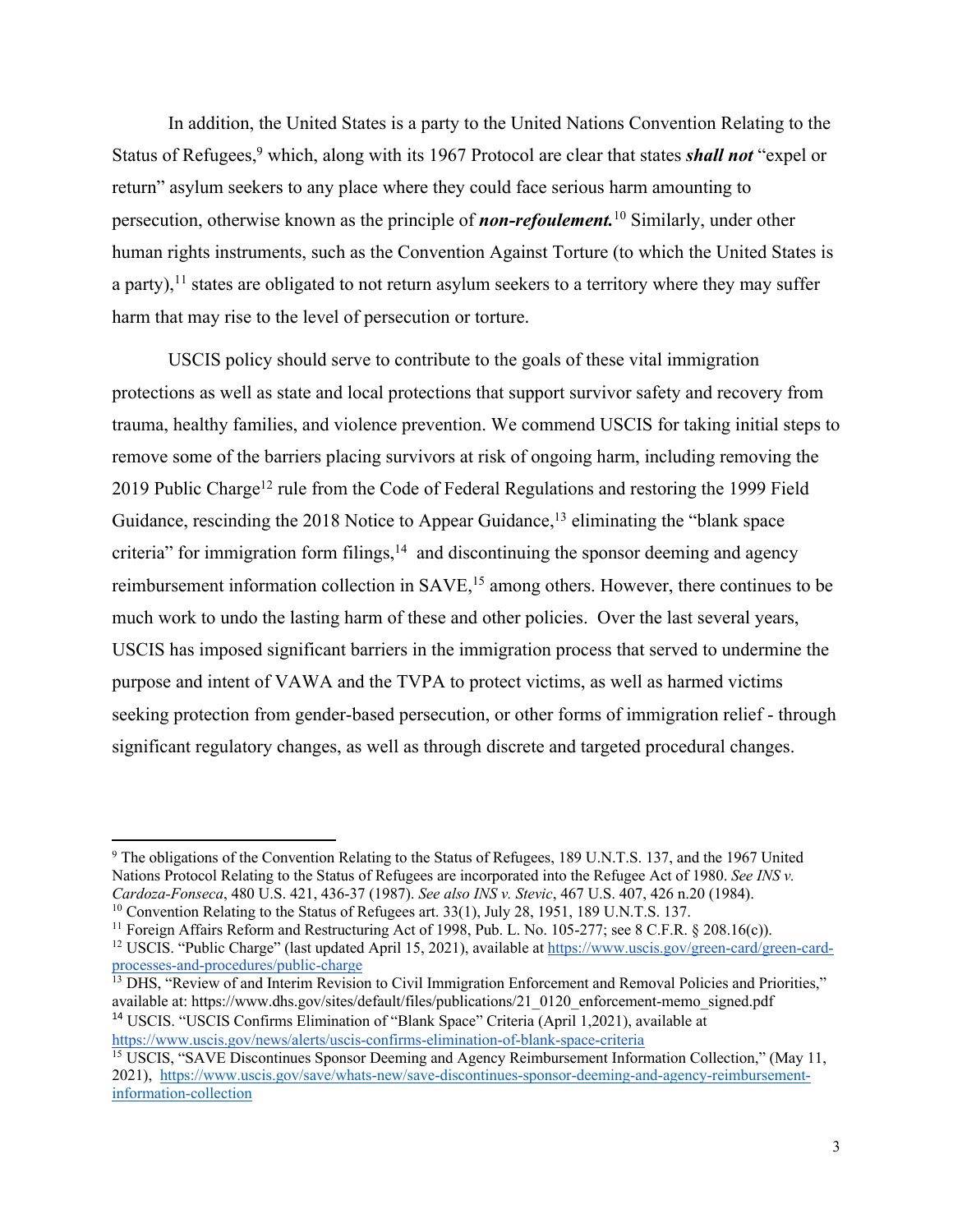In addition, the United States is a party to the United Nations Convention Relating to the Status of Refugees,[9] which, along with its 1967 Protocol are clear that states ***shall not*** "expel or return" asylum seekers to any place where they could face serious harm amounting to persecution, otherwise known as the principle of ***non-refoulement.***[10] Similarly, under other human rights instruments, such as the Convention Against Torture (to which the United States is a party),[11] states are obligated to not return asylum seekers to a territory where they may suffer harm that may rise to the level of persecution or torture.

USCIS policy should serve to contribute to the goals of these vital immigration protections as well as state and local protections that support survivor safety and recovery from trauma, healthy families, and violence prevention. We commend USCIS for taking initial steps to remove some of the barriers placing survivors at risk of ongoing harm, including removing the 2019 Public Charge[12] rule from the Code of Federal Regulations and restoring the 1999 Field Guidance, rescinding the 2018 Notice to Appear Guidance,[13] eliminating the "blank space criteria" for immigration form filings,[14] and discontinuing the sponsor deeming and agency reimbursement information collection in SAVE,[15] among others. However, there continues to be much work to undo the lasting harm of these and other policies. Over the last several years, USCIS has imposed significant barriers in the immigration process that served to undermine the purpose and intent of VAWA and the TVPA to protect victims, as well as harmed victims seeking protection from gender-based persecution, or other forms of immigration relief - through significant regulatory changes, as well as through discrete and targeted procedural changes.

---

[9] The obligations of the Convention Relating to the Status of Refugees, 189 U.N.T.S. 137, and the 1967 United Nations Protocol Relating to the Status of Refugees are incorporated into the Refugee Act of 1980. *See INS v. Cardoza-Fonseca*, 480 U.S. 421, 436-37 (1987). *See also INS v. Stevic*, 467 U.S. 407, 426 n.20 (1984).

[10] Convention Relating to the Status of Refugees art. 33(1), July 28, 1951, 189 U.N.T.S. 137.

[11] Foreign Affairs Reform and Restructuring Act of 1998, Pub. L. No. 105-277; see 8 C.F.R. § 208.16(c)).

[12] USCIS. "Public Charge" (last updated April 15, 2021), available at [https://www.uscis.gov/green-card/green-card-processes-and-procedures/public-charge](https://www.uscis.gov/green-card/green-card-processes-and-procedures/public-charge)

[13] DHS, "Review of and Interim Revision to Civil Immigration Enforcement and Removal Policies and Priorities," available at: https://www.dhs.gov/sites/default/files/publications/21_0120_enforcement-memo_signed.pdf

[14] USCIS. "USCIS Confirms Elimination of "Blank Space" Criteria (April 1,2021), available at [https://www.uscis.gov/news/alerts/uscis-confirms-elimination-of-blank-space-criteria](https://www.uscis.gov/news/alerts/uscis-confirms-elimination-of-blank-space-criteria)

[15] USCIS, "SAVE Discontinues Sponsor Deeming and Agency Reimbursement Information Collection," (May 11, 2021), [https://www.uscis.gov/save/whats-new/save-discontinues-sponsor-deeming-and-agency-reimbursement-information-collection](https://www.uscis.gov/save/whats-new/save-discontinues-sponsor-deeming-and-agency-reimbursement-information-collection)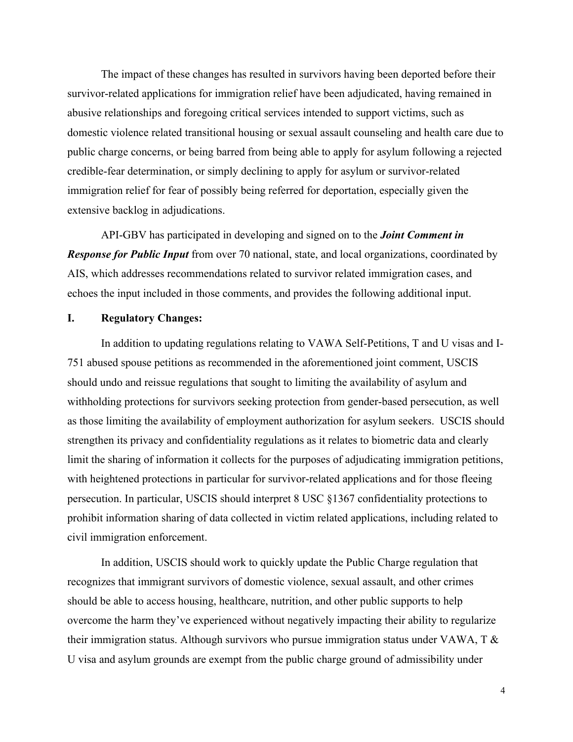The impact of these changes has resulted in survivors having been deported before their survivor-related applications for immigration relief have been adjudicated, having remained in abusive relationships and foregoing critical services intended to support victims, such as domestic violence related transitional housing or sexual assault counseling and health care due to public charge concerns, or being barred from being able to apply for asylum following a rejected credible-fear determination, or simply declining to apply for asylum or survivor-related immigration relief for fear of possibly being referred for deportation, especially given the extensive backlog in adjudications.

API-GBV has participated in developing and signed on to the ***Joint Comment in Response for Public Input*** from over 70 national, state, and local organizations, coordinated by AIS, which addresses recommendations related to survivor related immigration cases, and echoes the input included in those comments, and provides the following additional input.

## I. Regulatory Changes:

In addition to updating regulations relating to VAWA Self-Petitions, T and U visas and I-751 abused spouse petitions as recommended in the aforementioned joint comment, USCIS should undo and reissue regulations that sought to limiting the availability of asylum and withholding protections for survivors seeking protection from gender-based persecution, as well as those limiting the availability of employment authorization for asylum seekers. USCIS should strengthen its privacy and confidentiality regulations as it relates to biometric data and clearly limit the sharing of information it collects for the purposes of adjudicating immigration petitions, with heightened protections in particular for survivor-related applications and for those fleeing persecution. In particular, USCIS should interpret 8 USC §1367 confidentiality protections to prohibit information sharing of data collected in victim related applications, including related to civil immigration enforcement.

In addition, USCIS should work to quickly update the Public Charge regulation that recognizes that immigrant survivors of domestic violence, sexual assault, and other crimes should be able to access housing, healthcare, nutrition, and other public supports to help overcome the harm they've experienced without negatively impacting their ability to regularize their immigration status. Although survivors who pursue immigration status under VAWA, T & U visa and asylum grounds are exempt from the public charge ground of admissibility under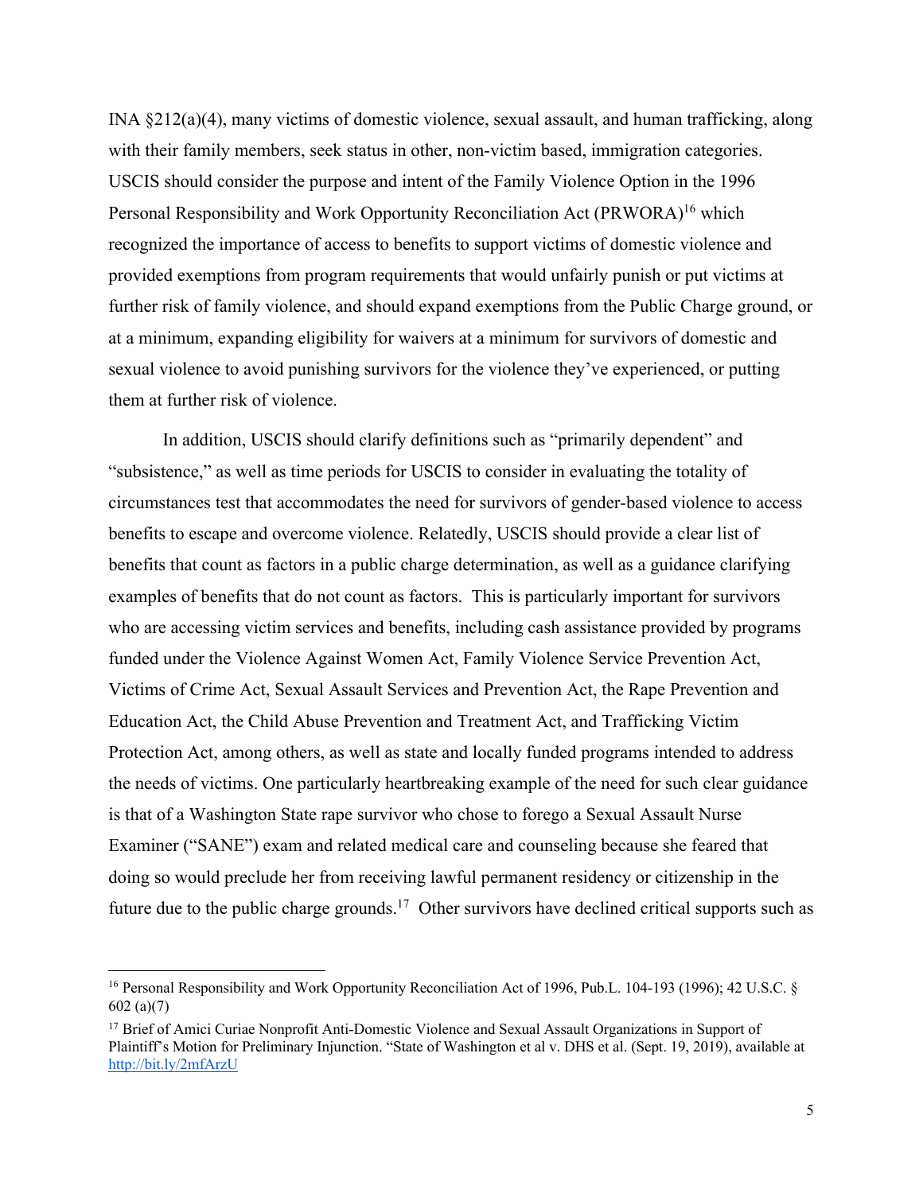INA §212(a)(4), many victims of domestic violence, sexual assault, and human trafficking, along with their family members, seek status in other, non-victim based, immigration categories. USCIS should consider the purpose and intent of the Family Violence Option in the 1996 Personal Responsibility and Work Opportunity Reconciliation Act (PRWORA)[16] which recognized the importance of access to benefits to support victims of domestic violence and provided exemptions from program requirements that would unfairly punish or put victims at further risk of family violence, and should expand exemptions from the Public Charge ground, or at a minimum, expanding eligibility for waivers at a minimum for survivors of domestic and sexual violence to avoid punishing survivors for the violence they've experienced, or putting them at further risk of violence.

In addition, USCIS should clarify definitions such as "primarily dependent" and "subsistence," as well as time periods for USCIS to consider in evaluating the totality of circumstances test that accommodates the need for survivors of gender-based violence to access benefits to escape and overcome violence. Relatedly, USCIS should provide a clear list of benefits that count as factors in a public charge determination, as well as a guidance clarifying examples of benefits that do not count as factors. This is particularly important for survivors who are accessing victim services and benefits, including cash assistance provided by programs funded under the Violence Against Women Act, Family Violence Service Prevention Act, Victims of Crime Act, Sexual Assault Services and Prevention Act, the Rape Prevention and Education Act, the Child Abuse Prevention and Treatment Act, and Trafficking Victim Protection Act, among others, as well as state and locally funded programs intended to address the needs of victims. One particularly heartbreaking example of the need for such clear guidance is that of a Washington State rape survivor who chose to forego a Sexual Assault Nurse Examiner ("SANE") exam and related medical care and counseling because she feared that doing so would preclude her from receiving lawful permanent residency or citizenship in the future due to the public charge grounds.[17] Other survivors have declined critical supports such as

---

[16] Personal Responsibility and Work Opportunity Reconciliation Act of 1996, Pub.L. 104-193 (1996); 42 U.S.C. § 602 (a)(7)

[17] Brief of Amici Curiae Nonprofit Anti-Domestic Violence and Sexual Assault Organizations in Support of Plaintiff's Motion for Preliminary Injunction. "State of Washington et al v. DHS et al. (Sept. 19, 2019), available at [http://bit.ly/2mfArzU](http://bit.ly/2mfArzU)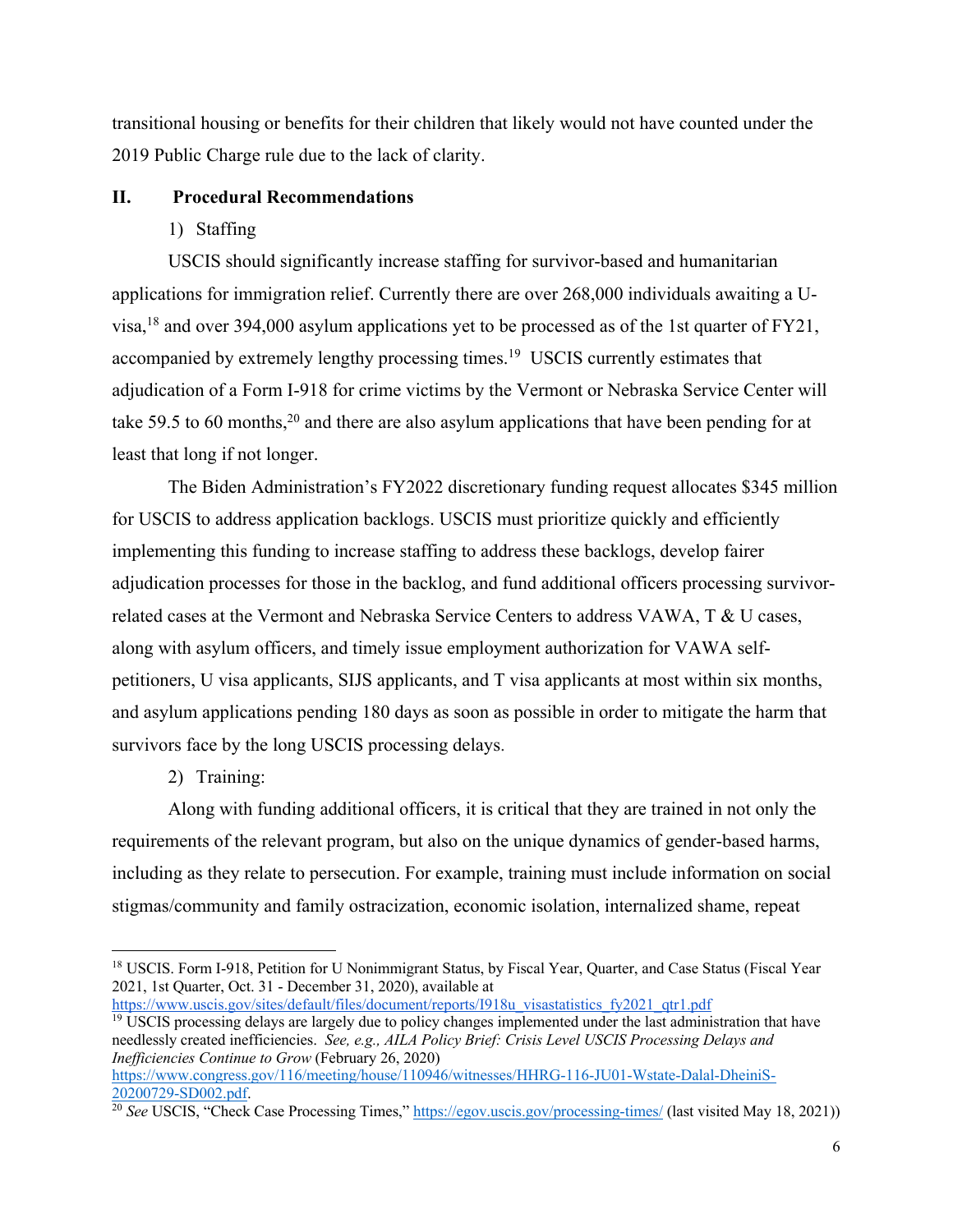transitional housing or benefits for their children that likely would not have counted under the 2019 Public Charge rule due to the lack of clarity.

## II. Procedural Recommendations

1) Staffing

USCIS should significantly increase staffing for survivor-based and humanitarian applications for immigration relief. Currently there are over 268,000 individuals awaiting a U-visa,[18] and over 394,000 asylum applications yet to be processed as of the 1st quarter of FY21, accompanied by extremely lengthy processing times.[19] USCIS currently estimates that adjudication of a Form I-918 for crime victims by the Vermont or Nebraska Service Center will take 59.5 to 60 months,[20] and there are also asylum applications that have been pending for at least that long if not longer.

The Biden Administration's FY2022 discretionary funding request allocates $345 million for USCIS to address application backlogs. USCIS must prioritize quickly and efficiently implementing this funding to increase staffing to address these backlogs, develop fairer adjudication processes for those in the backlog, and fund additional officers processing survivor-related cases at the Vermont and Nebraska Service Centers to address VAWA, T & U cases, along with asylum officers, and timely issue employment authorization for VAWA self-petitioners, U visa applicants, SIJS applicants, and T visa applicants at most within six months, and asylum applications pending 180 days as soon as possible in order to mitigate the harm that survivors face by the long USCIS processing delays.

2) Training:

Along with funding additional officers, it is critical that they are trained in not only the requirements of the relevant program, but also on the unique dynamics of gender-based harms, including as they relate to persecution. For example, training must include information on social stigmas/community and family ostracization, economic isolation, internalized shame, repeat

---

[18] USCIS. Form I-918, Petition for U Nonimmigrant Status, by Fiscal Year, Quarter, and Case Status (Fiscal Year 2021, 1st Quarter, Oct. 31 - December 31, 2020), available at https://www.uscis.gov/sites/default/files/document/reports/I918u_visastatistics_fy2021_qtr1.pdf

[19] USCIS processing delays are largely due to policy changes implemented under the last administration that have needlessly created inefficiencies. *See, e.g., AILA Policy Brief: Crisis Level USCIS Processing Delays and Inefficiencies Continue to Grow* (February 26, 2020) https://www.congress.gov/116/meeting/house/110946/witnesses/HHRG-116-JU01-Wstate-Dalal-DheiniS-20200729-SD002.pdf.

[20] *See* USCIS, "Check Case Processing Times," https://egov.uscis.gov/processing-times/ (last visited May 18, 2021))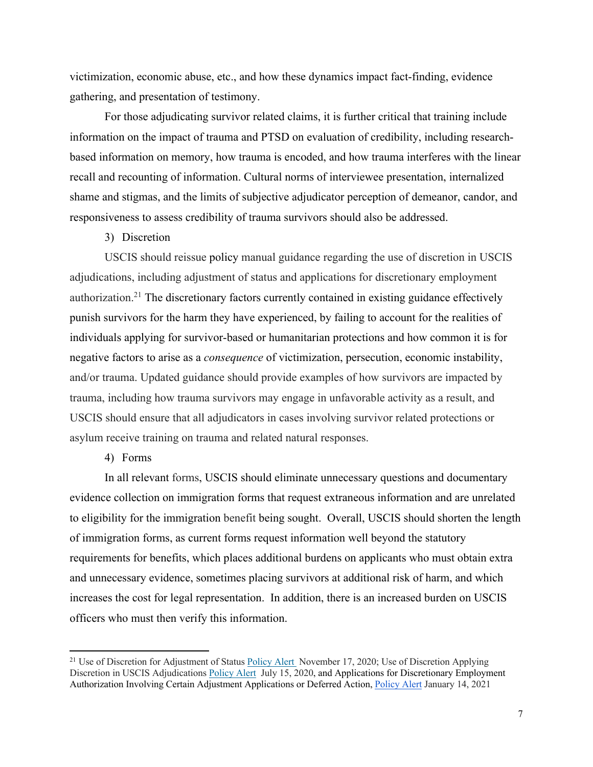victimization, economic abuse, etc., and how these dynamics impact fact-finding, evidence gathering, and presentation of testimony.

For those adjudicating survivor related claims, it is further critical that training include information on the impact of trauma and PTSD on evaluation of credibility, including research-based information on memory, how trauma is encoded, and how trauma interferes with the linear recall and recounting of information. Cultural norms of interviewee presentation, internalized shame and stigmas, and the limits of subjective adjudicator perception of demeanor, candor, and responsiveness to assess credibility of trauma survivors should also be addressed.

3) Discretion

USCIS should reissue policy manual guidance regarding the use of discretion in USCIS adjudications, including adjustment of status and applications for discretionary employment authorization.[21] The discretionary factors currently contained in existing guidance effectively punish survivors for the harm they have experienced, by failing to account for the realities of individuals applying for survivor-based or humanitarian protections and how common it is for negative factors to arise as a *consequence* of victimization, persecution, economic instability, and/or trauma. Updated guidance should provide examples of how survivors are impacted by trauma, including how trauma survivors may engage in unfavorable activity as a result, and USCIS should ensure that all adjudicators in cases involving survivor related protections or asylum receive training on trauma and related natural responses.

4) Forms

In all relevant forms, USCIS should eliminate unnecessary questions and documentary evidence collection on immigration forms that request extraneous information and are unrelated to eligibility for the immigration benefit being sought. Overall, USCIS should shorten the length of immigration forms, as current forms request information well beyond the statutory requirements for benefits, which places additional burdens on applicants who must obtain extra and unnecessary evidence, sometimes placing survivors at additional risk of harm, and which increases the cost for legal representation. In addition, there is an increased burden on USCIS officers who must then verify this information.

---

[21] Use of Discretion for Adjustment of Status Policy Alert November 17, 2020; Use of Discretion Applying Discretion in USCIS Adjudications Policy Alert July 15, 2020, and Applications for Discretionary Employment Authorization Involving Certain Adjustment Applications or Deferred Action, Policy Alert January 14, 2021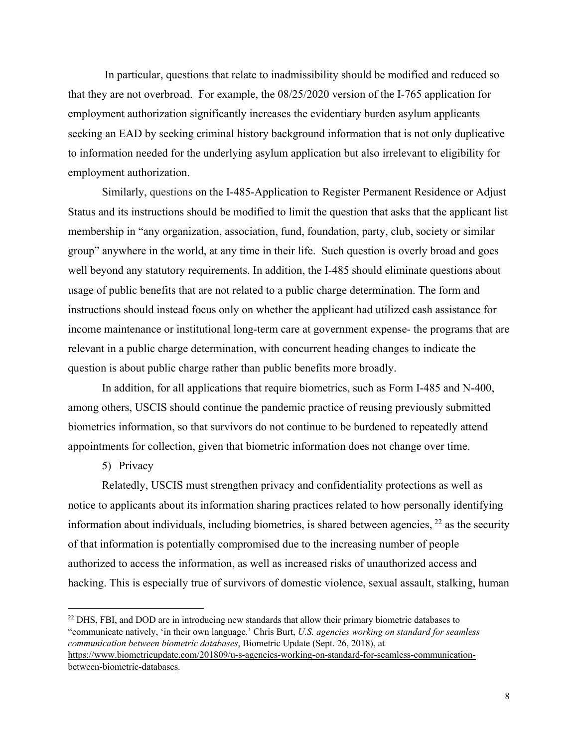In particular, questions that relate to inadmissibility should be modified and reduced so that they are not overbroad. For example, the 08/25/2020 version of the I-765 application for employment authorization significantly increases the evidentiary burden asylum applicants seeking an EAD by seeking criminal history background information that is not only duplicative to information needed for the underlying asylum application but also irrelevant to eligibility for employment authorization.

Similarly, questions on the I-485-Application to Register Permanent Residence or Adjust Status and its instructions should be modified to limit the question that asks that the applicant list membership in "any organization, association, fund, foundation, party, club, society or similar group" anywhere in the world, at any time in their life. Such question is overly broad and goes well beyond any statutory requirements. In addition, the I-485 should eliminate questions about usage of public benefits that are not related to a public charge determination. The form and instructions should instead focus only on whether the applicant had utilized cash assistance for income maintenance or institutional long-term care at government expense- the programs that are relevant in a public charge determination, with concurrent heading changes to indicate the question is about public charge rather than public benefits more broadly.

In addition, for all applications that require biometrics, such as Form I-485 and N-400, among others, USCIS should continue the pandemic practice of reusing previously submitted biometrics information, so that survivors do not continue to be burdened to repeatedly attend appointments for collection, given that biometric information does not change over time.

5) Privacy

Relatedly, USCIS must strengthen privacy and confidentiality protections as well as notice to applicants about its information sharing practices related to how personally identifying information about individuals, including biometrics, is shared between agencies, [22] as the security of that information is potentially compromised due to the increasing number of people authorized to access the information, as well as increased risks of unauthorized access and hacking. This is especially true of survivors of domestic violence, sexual assault, stalking, human

---

[22] DHS, FBI, and DOD are in introducing new standards that allow their primary biometric databases to "communicate natively, 'in their own language.' Chris Burt, *U.S. agencies working on standard for seamless communication between biometric databases*, Biometric Update (Sept. 26, 2018), at https://www.biometricupdate.com/201809/u-s-agencies-working-on-standard-for-seamless-communication-between-biometric-databases.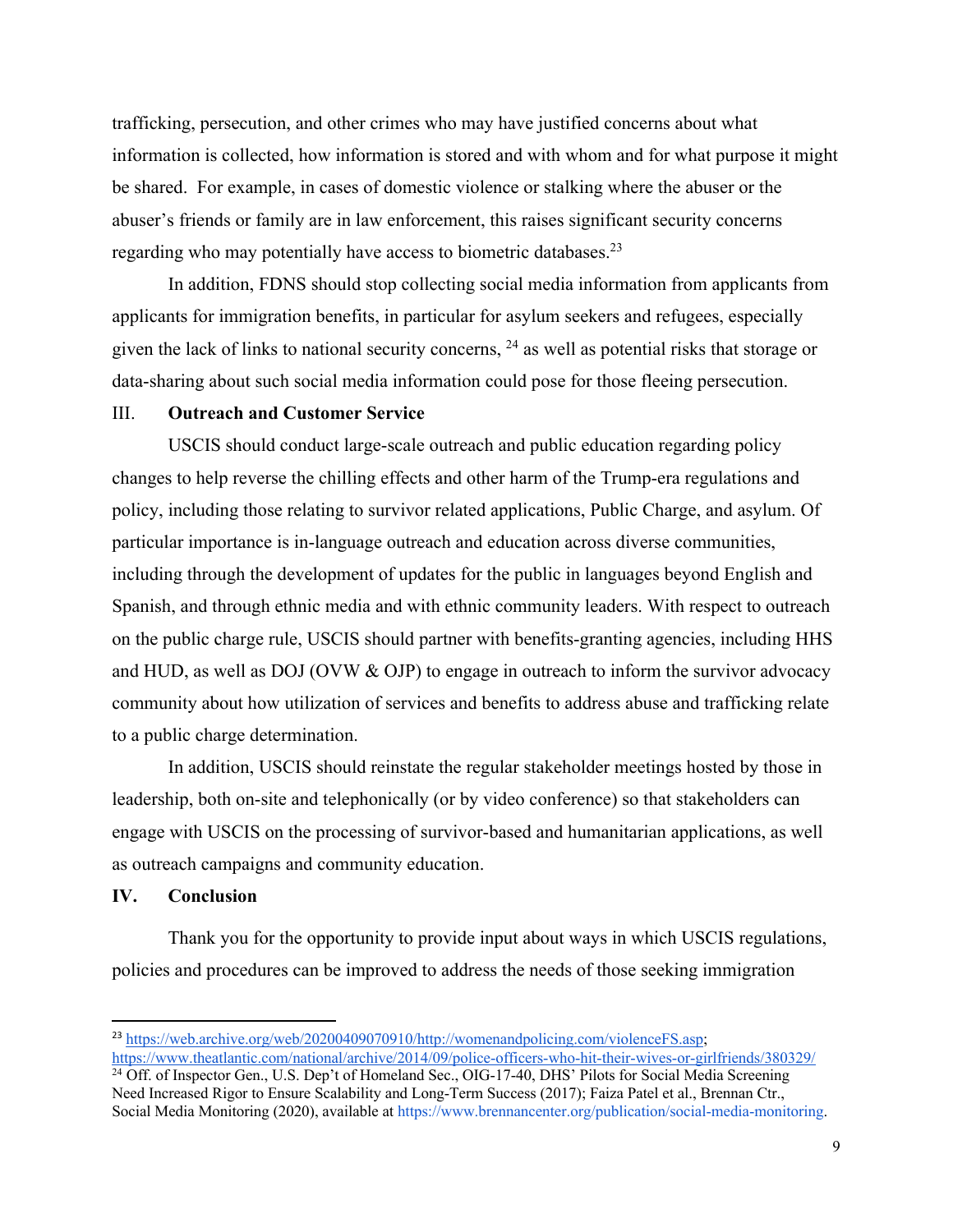trafficking, persecution, and other crimes who may have justified concerns about what information is collected, how information is stored and with whom and for what purpose it might be shared. For example, in cases of domestic violence or stalking where the abuser or the abuser's friends or family are in law enforcement, this raises significant security concerns regarding who may potentially have access to biometric databases.[23]

In addition, FDNS should stop collecting social media information from applicants from applicants for immigration benefits, in particular for asylum seekers and refugees, especially given the lack of links to national security concerns, [24] as well as potential risks that storage or data-sharing about such social media information could pose for those fleeing persecution.

## III. **Outreach and Customer Service**

USCIS should conduct large-scale outreach and public education regarding policy changes to help reverse the chilling effects and other harm of the Trump-era regulations and policy, including those relating to survivor related applications, Public Charge, and asylum. Of particular importance is in-language outreach and education across diverse communities, including through the development of updates for the public in languages beyond English and Spanish, and through ethnic media and with ethnic community leaders. With respect to outreach on the public charge rule, USCIS should partner with benefits-granting agencies, including HHS and HUD, as well as DOJ (OVW & OJP) to engage in outreach to inform the survivor advocacy community about how utilization of services and benefits to address abuse and trafficking relate to a public charge determination.

In addition, USCIS should reinstate the regular stakeholder meetings hosted by those in leadership, both on-site and telephonically (or by video conference) so that stakeholders can engage with USCIS on the processing of survivor-based and humanitarian applications, as well as outreach campaigns and community education.

## **IV. Conclusion**

Thank you for the opportunity to provide input about ways in which USCIS regulations, policies and procedures can be improved to address the needs of those seeking immigration

---

[23] https://web.archive.org/web/20200409070910/http://womenandpolicing.com/violenceFS.asp; https://www.theatlantic.com/national/archive/2014/09/police-officers-who-hit-their-wives-or-girlfriends/380329/

[24] Off. of Inspector Gen., U.S. Dep't of Homeland Sec., OIG-17-40, DHS' Pilots for Social Media Screening Need Increased Rigor to Ensure Scalability and Long-Term Success (2017); Faiza Patel et al., Brennan Ctr., Social Media Monitoring (2020), available at https://www.brennancenter.org/publication/social-media-monitoring.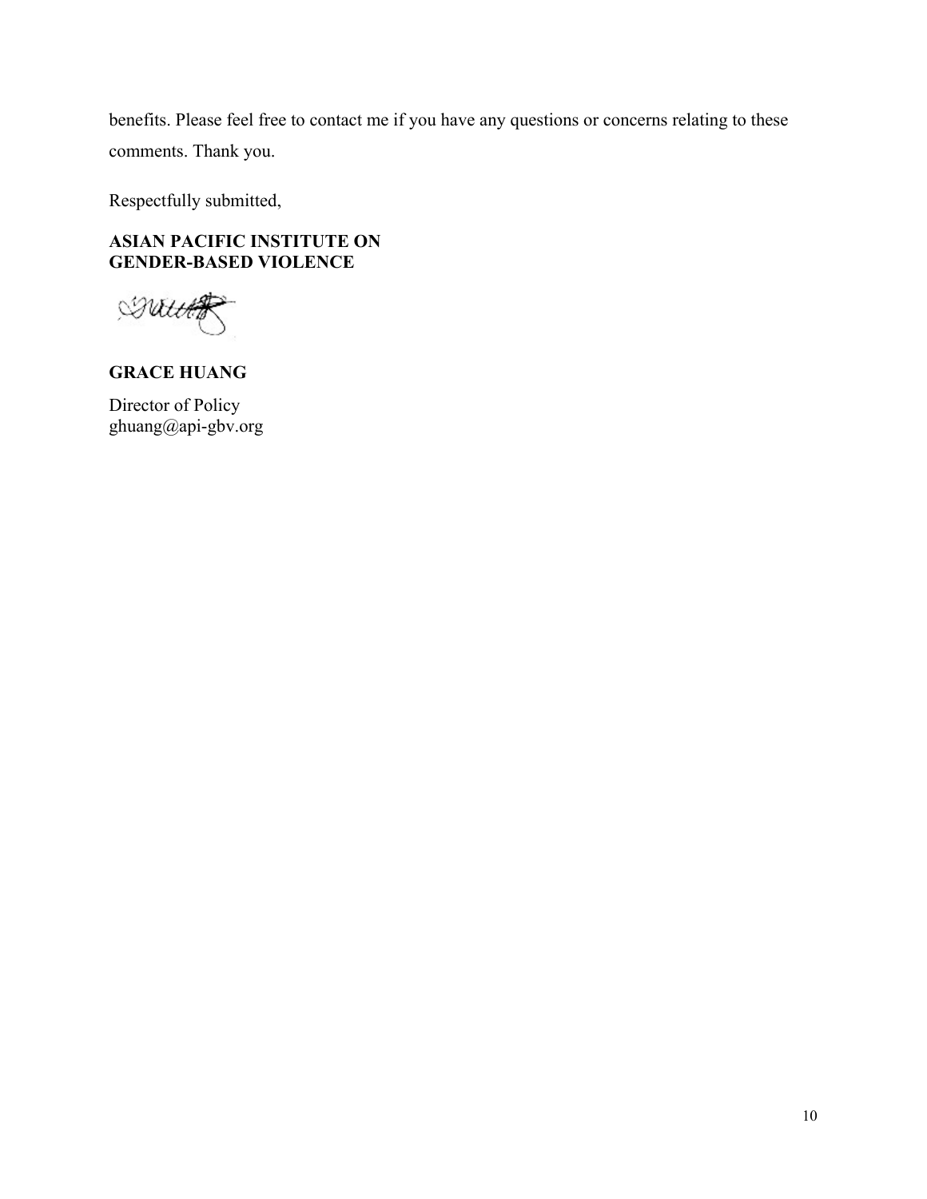benefits. Please feel free to contact me if you have any questions or concerns relating to these comments. Thank you.

Respectfully submitted,

**ASIAN PACIFIC INSTITUTE ON GENDER-BASED VIOLENCE**

**GRACE HUANG**

Director of Policy
ghuang@api-gbv.org